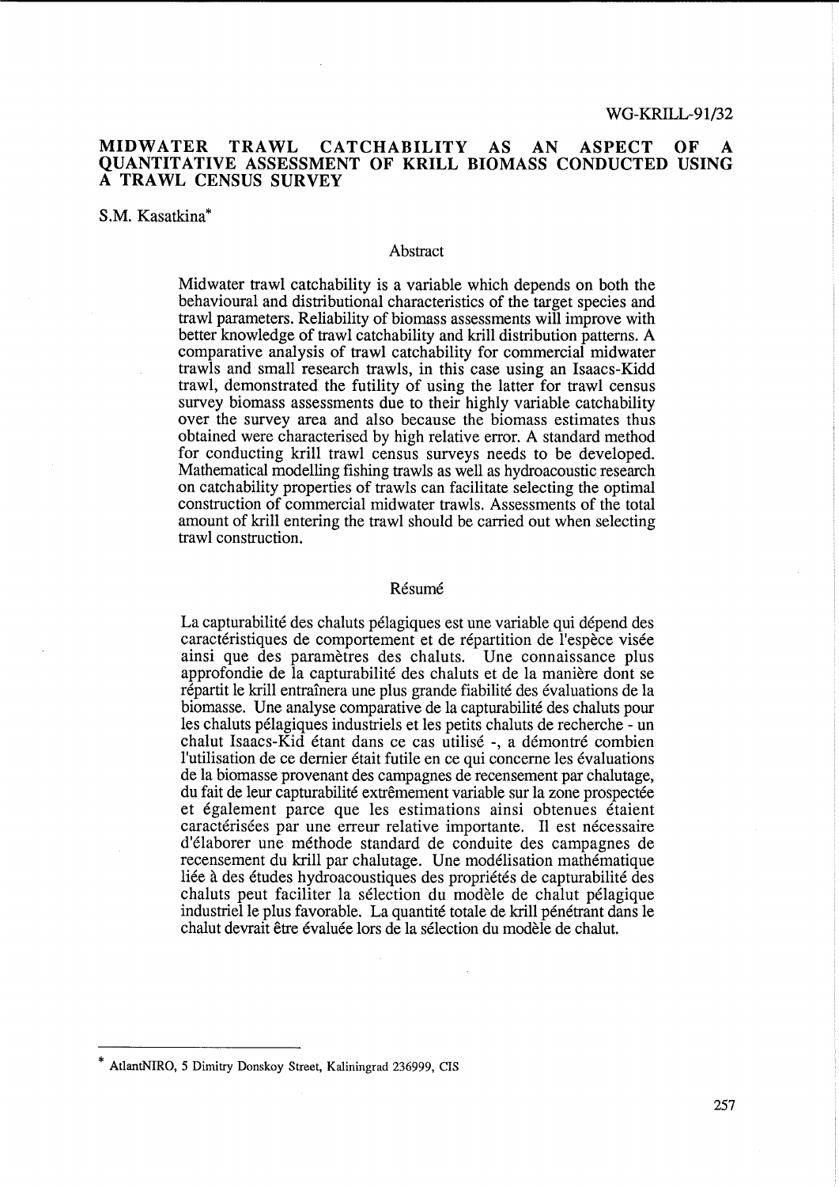WG-KRILL-91/32

# MIDWATER TRAWL CATCHABILITY AS AN ASPECT OF A QUANTITATIVE ASSESSMENT OF KRILL BIOMASS CONDUCTED USING A TRAWL CENSUS SURVEY

S.M. Kasatkina*

## Abstract

Midwater trawl catchability is a variable which depends on both the behavioural and distributional characteristics of the target species and trawl parameters. Reliability of biomass assessments will improve with better knowledge of trawl catchability and krill distribution patterns. A comparative analysis of trawl catchability for commercial midwater trawls and small research trawls, in this case using an Isaacs-Kidd trawl, demonstrated the futility of using the latter for trawl census survey biomass assessments due to their highly variable catchability over the survey area and also because the biomass estimates thus obtained were characterised by high relative error. A standard method for conducting krill trawl census surveys needs to be developed. Mathematical modelling fishing trawls as well as hydroacoustic research on catchability properties of trawls can facilitate selecting the optimal construction of commercial midwater trawls. Assessments of the total amount of krill entering the trawl should be carried out when selecting trawl construction.

## Résumé

La capturabilité des chaluts pélagiques est une variable qui dépend des caractéristiques de comportement et de répartition de l'espèce visée ainsi que des paramètres des chaluts. Une connaissance plus approfondie de la capturabilité des chaluts et de la manière dont se répartit le krill entraînera une plus grande fiabilité des évaluations de la biomasse. Une analyse comparative de la capturabilité des chaluts pour les chaluts pélagiques industriels et les petits chaluts de recherche - un chalut Isaacs-Kid étant dans ce cas utilisé -, a démontré combien l'utilisation de ce dernier était futile en ce qui concerne les évaluations de la biomasse provenant des campagnes de recensement par chalutage, du fait de leur capturabilité extrêmement variable sur la zone prospectée et également parce que les estimations ainsi obtenues étaient caractérisées par une erreur relative importante. Il est nécessaire d'élaborer une méthode standard de conduite des campagnes de recensement du krill par chalutage. Une modélisation mathématique liée à des études hydroacoustiques des propriétés de capturabilité des chaluts peut faciliter la sélection du modèle de chalut pélagique industriel le plus favorable. La quantité totale de krill pénétrant dans le chalut devrait être évaluée lors de la sélection du modèle de chalut.

---

* AtlantNIRO, 5 Dimitry Donskoy Street, Kaliningrad 236999, CIS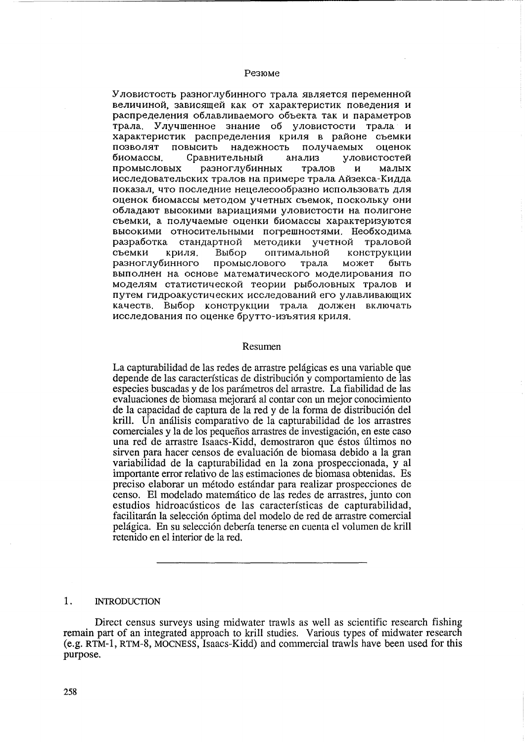## Резюме

Уловистость разноглубинного трала является переменной величиной, зависящей как от характеристик поведения и распределения облавливаемого объекта так и параметров трала. Улучшенное знание об уловистости трала и характеристик распределения криля в районе съемки позволят повысить надежность получаемых оценок биомассы. Сравнительный анализ уловистостей промысловых разноглубинных тралов и малых исследовательских тралов на примере трала Айзекса-Кидда показал, что последние нецелесообразно использовать для оценок биомассы методом учетных съемок, поскольку они обладают высокими вариациями уловистости на полигоне съемки, а получаемые оценки биомассы характеризуются высокими относительными погрешностями. Необходима разработка стандартной методики учетной траловой съемки криля. Выбор оптимальной конструкции разноглубинного промыслового трала может быть выполнен на основе математического моделирования по моделям статистической теории рыболовных тралов и путем гидроакустических исследований его улавливающих качеств. Выбор конструкции трала должен включать исследования по оценке брутто-изъятия криля.

## Resumen

La capturabilidad de las redes de arrastre pelágicas es una variable que depende de las características de distribución y comportamiento de las especies buscadas y de los parámetros del arrastre. La fiabilidad de las evaluaciones de biomasa mejorará al contar con un mejor conocimiento de la capacidad de captura de la red y de la forma de distribución del krill. Un análisis comparativo de la capturabilidad de los arrastres comerciales y la de los pequeños arrastres de investigación, en este caso una red de arrastre Isaacs-Kidd, demostraron que éstos últimos no sirven para hacer censos de evaluación de biomasa debido a la gran variabilidad de la capturabilidad en la zona prospeccionada, y al importante error relativo de las estimaciones de biomasa obtenidas. Es preciso elaborar un método estándar para realizar prospecciones de censo. El modelado matemático de las redes de arrastres, junto con estudios hidroacústicos de las características de capturabilidad, facilitarán la selección óptima del modelo de red de arrastre comercial pelágica. En su selección debería tenerse en cuenta el volumen de krill retenido en el interior de la red.

---

## 1. INTRODUCTION

Direct census surveys using midwater trawls as well as scientific research fishing remain part of an integrated approach to krill studies. Various types of midwater research (e.g. RTM-1, RTM-8, MOCNESS, Isaacs-Kidd) and commercial trawls have been used for this purpose.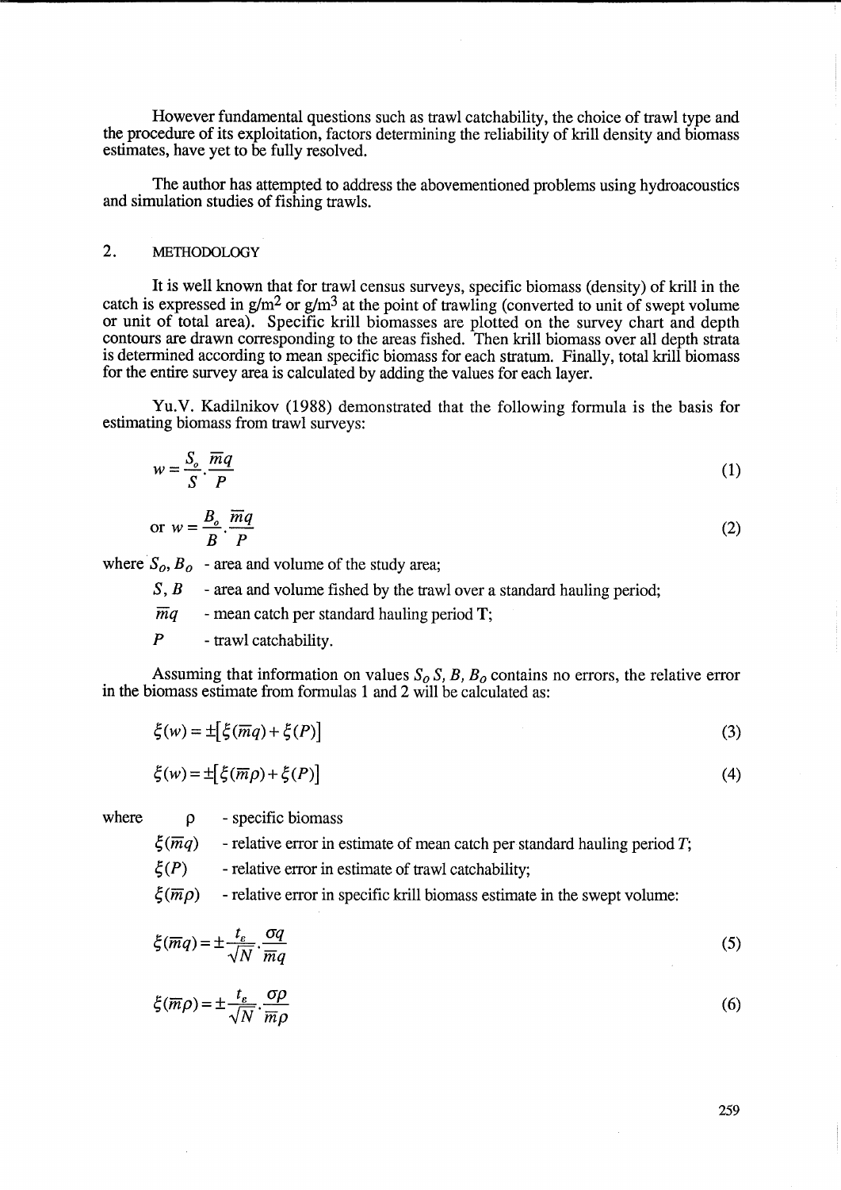However fundamental questions such as trawl catchability, the choice of trawl type and the procedure of its exploitation, factors determining the reliability of krill density and biomass estimates, have yet to be fully resolved.

The author has attempted to address the abovementioned problems using hydroacoustics and simulation studies of fishing trawls.

## 2. METHODOLOGY

It is well known that for trawl census surveys, specific biomass (density) of krill in the catch is expressed in g/m$^2$ or g/m$^3$ at the point of trawling (converted to unit of swept volume or unit of total area). Specific krill biomasses are plotted on the survey chart and depth contours are drawn corresponding to the areas fished. Then krill biomass over all depth strata is determined according to mean specific biomass for each stratum. Finally, total krill biomass for the entire survey area is calculated by adding the values for each layer.

Yu.V. Kadilnikov (1988) demonstrated that the following formula is the basis for estimating biomass from trawl surveys:

$$w = \frac{S_o}{S} \cdot \frac{\overline{m}q}{P} \tag{1}$$

$$\text{or } w = \frac{B_o}{B} \cdot \frac{\overline{m}q}{P} \tag{2}$$

where $S_o, B_o$ - area and volume of the study area;

$S, B$ - area and volume fished by the trawl over a standard hauling period;

$\overline{m}q$ - mean catch per standard hauling period **T**;

$P$ - trawl catchability.

Assuming that information on values $S_o$ $S$, $B$, $B_o$ contains no errors, the relative error in the biomass estimate from formulas 1 and 2 will be calculated as:

$$\xi(w) = \pm[\xi(\overline{m}q) + \xi(P)] \tag{3}$$

$$\xi(w) = \pm[\xi(\overline{m}\rho) + \xi(P)] \tag{4}$$

where $\rho$ - specific biomass

$\xi(\overline{m}q)$ - relative error in estimate of mean catch per standard hauling period $T$;

$\xi(P)$ - relative error in estimate of trawl catchability;

$\xi(\overline{m}\rho)$ - relative error in specific krill biomass estimate in the swept volume:

$$\xi(\overline{m}q) = \pm \frac{t_\varepsilon}{\sqrt{N}} \cdot \frac{\sigma q}{\overline{m}q} \tag{5}$$

$$\xi(\overline{m}\rho) = \pm \frac{t_\varepsilon}{\sqrt{N}} \cdot \frac{\sigma\rho}{\overline{m}\rho} \tag{6}$$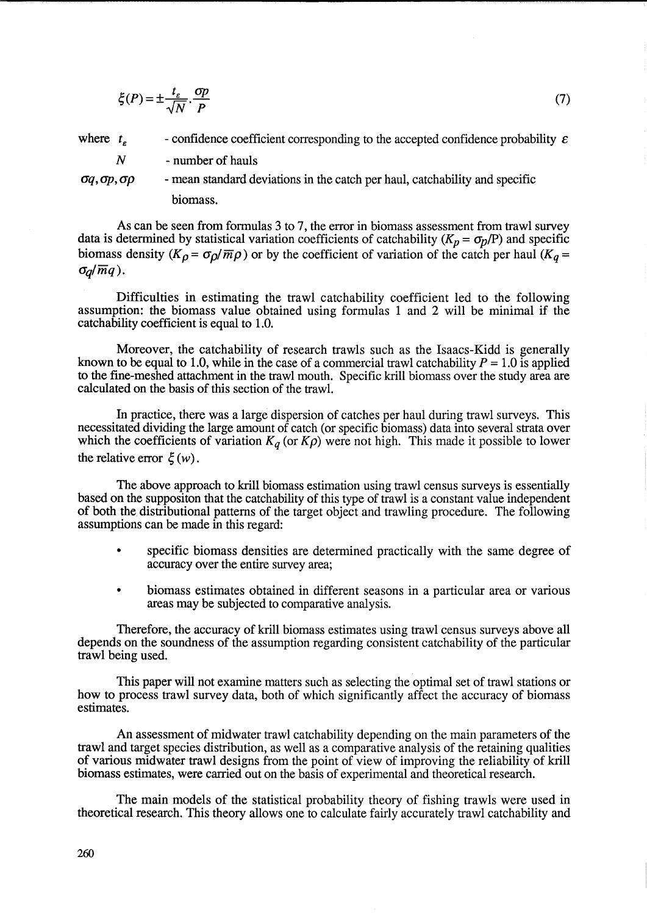$$\xi(P) = \pm \frac{t_\varepsilon}{\sqrt{N}} \cdot \frac{\sigma p}{P} \tag{7}$$

where $t_\varepsilon$ - confidence coefficient corresponding to the accepted confidence probability $\varepsilon$

$N$ - number of hauls

$\sigma q, \sigma p, \sigma \rho$ - mean standard deviations in the catch per haul, catchability and specific biomass.

As can be seen from formulas 3 to 7, the error in biomass assessment from trawl survey data is determined by statistical variation coefficients of catchability ($K_p = \sigma_p/\text{P}$) and specific biomass density ($K_\rho = \sigma_\rho/\overline{m}\rho$) or by the coefficient of variation of the catch per haul ($K_q = \sigma_q/\overline{m}q$).

Difficulties in estimating the trawl catchability coefficient led to the following assumption: the biomass value obtained using formulas 1 and 2 will be minimal if the catchability coefficient is equal to 1.0.

Moreover, the catchability of research trawls such as the Isaacs-Kidd is generally known to be equal to 1.0, while in the case of a commercial trawl catchability $P = 1.0$ is applied to the fine-meshed attachment in the trawl mouth. Specific krill biomass over the study area are calculated on the basis of this section of the trawl.

In practice, there was a large dispersion of catches per haul during trawl surveys. This necessitated dividing the large amount of catch (or specific biomass) data into several strata over which the coefficients of variation $K_q$ (or $K\rho$) were not high. This made it possible to lower the relative error $\xi(w)$.

The above approach to krill biomass estimation using trawl census surveys is essentially based on the suppositon that the catchability of this type of trawl is a constant value independent of both the distributional patterns of the target object and trawling procedure. The following assumptions can be made in this regard:

- specific biomass densities are determined practically with the same degree of accuracy over the entire survey area;
- biomass estimates obtained in different seasons in a particular area or various areas may be subjected to comparative analysis.

Therefore, the accuracy of krill biomass estimates using trawl census surveys above all depends on the soundness of the assumption regarding consistent catchability of the particular trawl being used.

This paper will not examine matters such as selecting the optimal set of trawl stations or how to process trawl survey data, both of which significantly affect the accuracy of biomass estimates.

An assessment of midwater trawl catchability depending on the main parameters of the trawl and target species distribution, as well as a comparative analysis of the retaining qualities of various midwater trawl designs from the point of view of improving the reliability of krill biomass estimates, were carried out on the basis of experimental and theoretical research.

The main models of the statistical probability theory of fishing trawls were used in theoretical research. This theory allows one to calculate fairly accurately trawl catchability and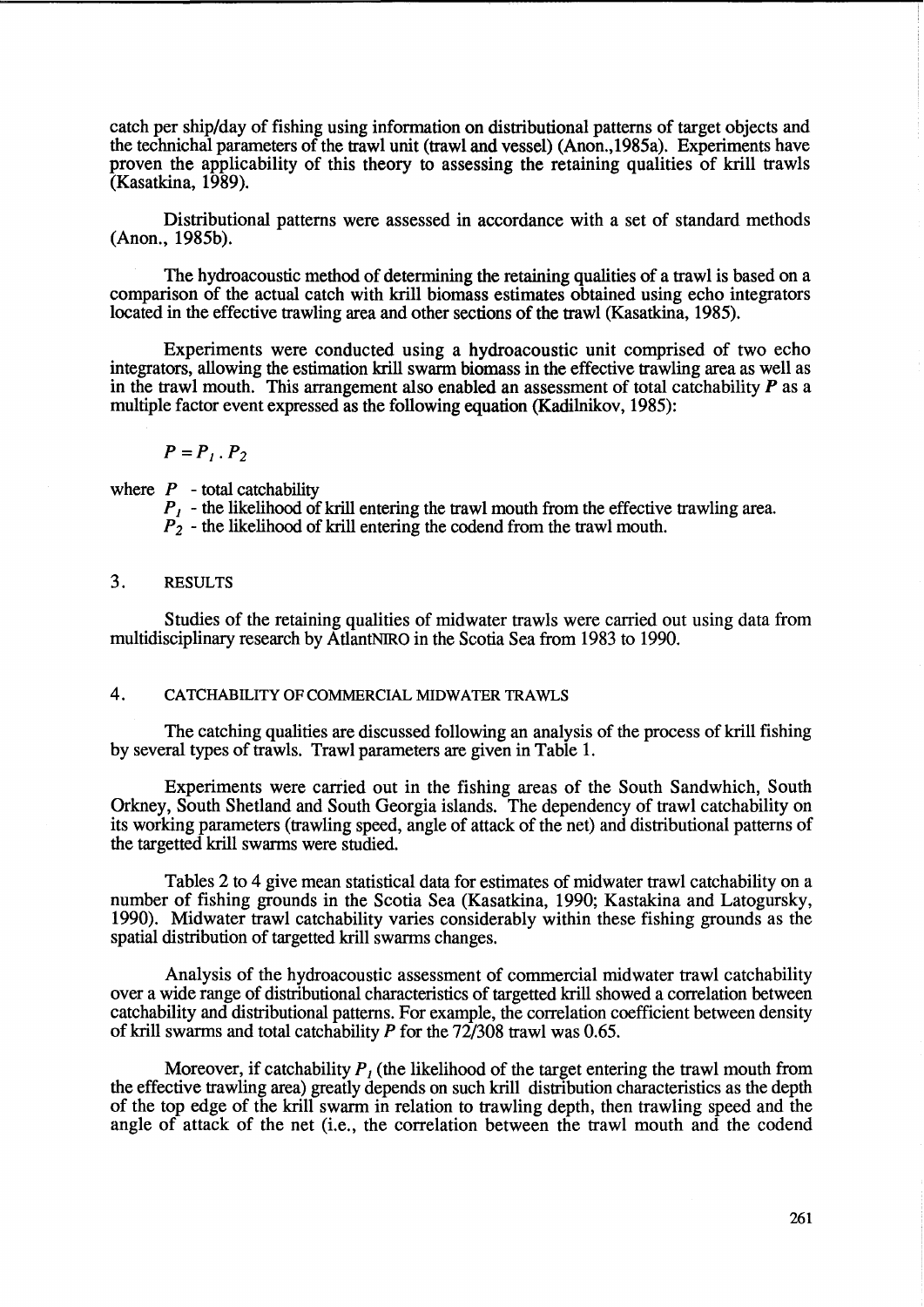catch per ship/day of fishing using information on distributional patterns of target objects and the technichal parameters of the trawl unit (trawl and vessel) (Anon.,1985a). Experiments have proven the applicability of this theory to assessing the retaining qualities of krill trawls (Kasatkina, 1989).

Distributional patterns were assessed in accordance with a set of standard methods (Anon., 1985b).

The hydroacoustic method of determining the retaining qualities of a trawl is based on a comparison of the actual catch with krill biomass estimates obtained using echo integrators located in the effective trawling area and other sections of the trawl (Kasatkina, 1985).

Experiments were conducted using a hydroacoustic unit comprised of two echo integrators, allowing the estimation krill swarm biomass in the effective trawling area as well as in the trawl mouth. This arrangement also enabled an assessment of total catchability $P$ as a multiple factor event expressed as the following equation (Kadilnikov, 1985):

$$P = P_1 . P_2$$

where $P$ - total catchability

$P_1$ - the likelihood of krill entering the trawl mouth from the effective trawling area.

$P_2$ - the likelihood of krill entering the codend from the trawl mouth.

## 3. RESULTS

Studies of the retaining qualities of midwater trawls were carried out using data from multidisciplinary research by AtlantNIRO in the Scotia Sea from 1983 to 1990.

## 4. CATCHABILITY OF COMMERCIAL MIDWATER TRAWLS

The catching qualities are discussed following an analysis of the process of krill fishing by several types of trawls. Trawl parameters are given in Table 1.

Experiments were carried out in the fishing areas of the South Sandwhich, South Orkney, South Shetland and South Georgia islands. The dependency of trawl catchability on its working parameters (trawling speed, angle of attack of the net) and distributional patterns of the targetted krill swarms were studied.

Tables 2 to 4 give mean statistical data for estimates of midwater trawl catchability on a number of fishing grounds in the Scotia Sea (Kasatkina, 1990; Kastakina and Latogursky, 1990). Midwater trawl catchability varies considerably within these fishing grounds as the spatial distribution of targetted krill swarms changes.

Analysis of the hydroacoustic assessment of commercial midwater trawl catchability over a wide range of distributional characteristics of targetted krill showed a correlation between catchability and distributional patterns. For example, the correlation coefficient between density of krill swarms and total catchability $P$ for the 72/308 trawl was 0.65.

Moreover, if catchability $P_1$ (the likelihood of the target entering the trawl mouth from the effective trawling area) greatly depends on such krill distribution characteristics as the depth of the top edge of the krill swarm in relation to trawling depth, then trawling speed and the angle of attack of the net (i.e., the correlation between the trawl mouth and the codend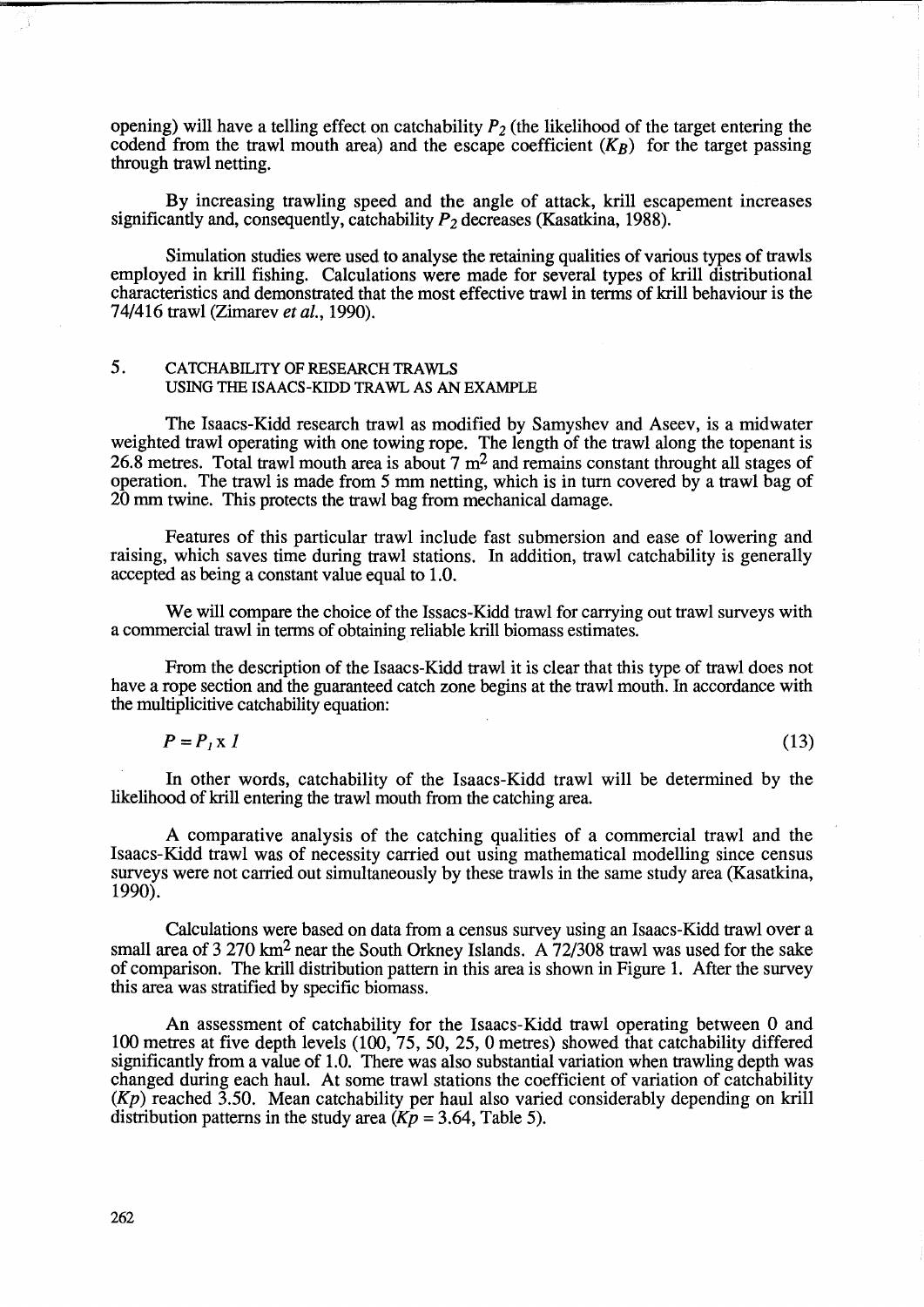opening) will have a telling effect on catchability $P_2$ (the likelihood of the target entering the codend from the trawl mouth area) and the escape coefficient ($K_B$) for the target passing through trawl netting.

By increasing trawling speed and the angle of attack, krill escapement increases significantly and, consequently, catchability $P_2$ decreases (Kasatkina, 1988).

Simulation studies were used to analyse the retaining qualities of various types of trawls employed in krill fishing. Calculations were made for several types of krill distributional characteristics and demonstrated that the most effective trawl in terms of krill behaviour is the 74/416 trawl (Zimarev *et al.*, 1990).

## 5. CATCHABILITY OF RESEARCH TRAWLS USING THE ISAACS-KIDD TRAWL AS AN EXAMPLE

The Isaacs-Kidd research trawl as modified by Samyshev and Aseev, is a midwater weighted trawl operating with one towing rope. The length of the trawl along the topenant is 26.8 metres. Total trawl mouth area is about 7 $m^2$ and remains constant throught all stages of operation. The trawl is made from 5 mm netting, which is in turn covered by a trawl bag of 20 mm twine. This protects the trawl bag from mechanical damage.

Features of this particular trawl include fast submersion and ease of lowering and raising, which saves time during trawl stations. In addition, trawl catchability is generally accepted as being a constant value equal to 1.0.

We will compare the choice of the Issacs-Kidd trawl for carrying out trawl surveys with a commercial trawl in terms of obtaining reliable krill biomass estimates.

From the description of the Isaacs-Kidd trawl it is clear that this type of trawl does not have a rope section and the guaranteed catch zone begins at the trawl mouth. In accordance with the multiplicitive catchability equation:

$$P = P_1 \times 1 \tag{13}$$

In other words, catchability of the Isaacs-Kidd trawl will be determined by the likelihood of krill entering the trawl mouth from the catching area.

A comparative analysis of the catching qualities of a commercial trawl and the Isaacs-Kidd trawl was of necessity carried out using mathematical modelling since census surveys were not carried out simultaneously by these trawls in the same study area (Kasatkina, 1990).

Calculations were based on data from a census survey using an Isaacs-Kidd trawl over a small area of 3 270 $km^2$ near the South Orkney Islands. A 72/308 trawl was used for the sake of comparison. The krill distribution pattern in this area is shown in Figure 1. After the survey this area was stratified by specific biomass.

An assessment of catchability for the Isaacs-Kidd trawl operating between 0 and 100 metres at five depth levels (100, 75, 50, 25, 0 metres) showed that catchability differed significantly from a value of 1.0. There was also substantial variation when trawling depth was changed during each haul. At some trawl stations the coefficient of variation of catchability ($Kp$) reached 3.50. Mean catchability per haul also varied considerably depending on krill distribution patterns in the study area ($Kp = 3.64$, Table 5).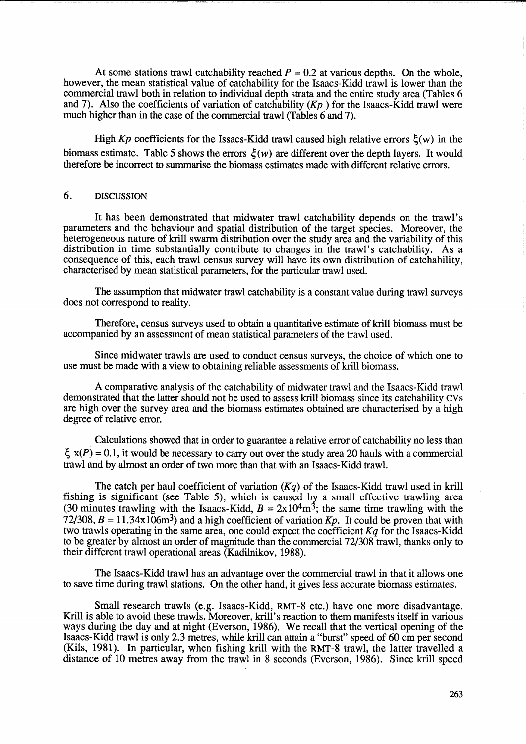At some stations trawl catchability reached $P = 0.2$ at various depths. On the whole, however, the mean statistical value of catchability for the Isaacs-Kidd trawl is lower than the commercial trawl both in relation to individual depth strata and the entire study area (Tables 6 and 7). Also the coefficients of variation of catchability ($Kp$) for the Isaacs-Kidd trawl were much higher than in the case of the commercial trawl (Tables 6 and 7).

High $Kp$ coefficients for the Issacs-Kidd trawl caused high relative errors $\xi(w)$ in the biomass estimate. Table 5 shows the errors $\xi(w)$ are different over the depth layers. It would therefore be incorrect to summarise the biomass estimates made with different relative errors.

## 6. DISCUSSION

It has been demonstrated that midwater trawl catchability depends on the trawl's parameters and the behaviour and spatial distribution of the target species. Moreover, the heterogeneous nature of krill swarm distribution over the study area and the variability of this distribution in time substantially contribute to changes in the trawl's catchability. As a consequence of this, each trawl census survey will have its own distribution of catchability, characterised by mean statistical parameters, for the particular trawl used.

The assumption that midwater trawl catchability is a constant value during trawl surveys does not correspond to reality.

Therefore, census surveys used to obtain a quantitative estimate of krill biomass must be accompanied by an assessment of mean statistical parameters of the trawl used.

Since midwater trawls are used to conduct census surveys, the choice of which one to use must be made with a view to obtaining reliable assessments of krill biomass.

A comparative analysis of the catchability of midwater trawl and the Isaacs-Kidd trawl demonstrated that the latter should not be used to assess krill biomass since its catchability CVs are high over the survey area and the biomass estimates obtained are characterised by a high degree of relative error.

Calculations showed that in order to guarantee a relative error of catchability no less than $\xi\ x(P) = 0.1$, it would be necessary to carry out over the study area 20 hauls with a commercial trawl and by almost an order of two more than that with an Isaacs-Kidd trawl.

The catch per haul coefficient of variation ($Kq$) of the Isaacs-Kidd trawl used in krill fishing is significant (see Table 5), which is caused by a small effective trawling area (30 minutes trawling with the Isaacs-Kidd, $B = 2\text{x}10^4\text{m}^3$; the same time trawling with the 72/308, $B = 11.34\text{x}106\text{m}^3$) and a high coefficient of variation $Kp$. It could be proven that with two trawls operating in the same area, one could expect the coefficient $Kq$ for the Isaacs-Kidd to be greater by almost an order of magnitude than the commercial 72/308 trawl, thanks only to their different trawl operational areas (Kadilnikov, 1988).

The Isaacs-Kidd trawl has an advantage over the commercial trawl in that it allows one to save time during trawl stations. On the other hand, it gives less accurate biomass estimates.

Small research trawls (e.g. Isaacs-Kidd, RMT-8 etc.) have one more disadvantage. Krill is able to avoid these trawls. Moreover, krill's reaction to them manifests itself in various ways during the day and at night (Everson, 1986). We recall that the vertical opening of the Isaacs-Kidd trawl is only 2.3 metres, while krill can attain a "burst" speed of 60 cm per second (Kils, 1981). In particular, when fishing krill with the RMT-8 trawl, the latter travelled a distance of 10 metres away from the trawl in 8 seconds (Everson, 1986). Since krill speed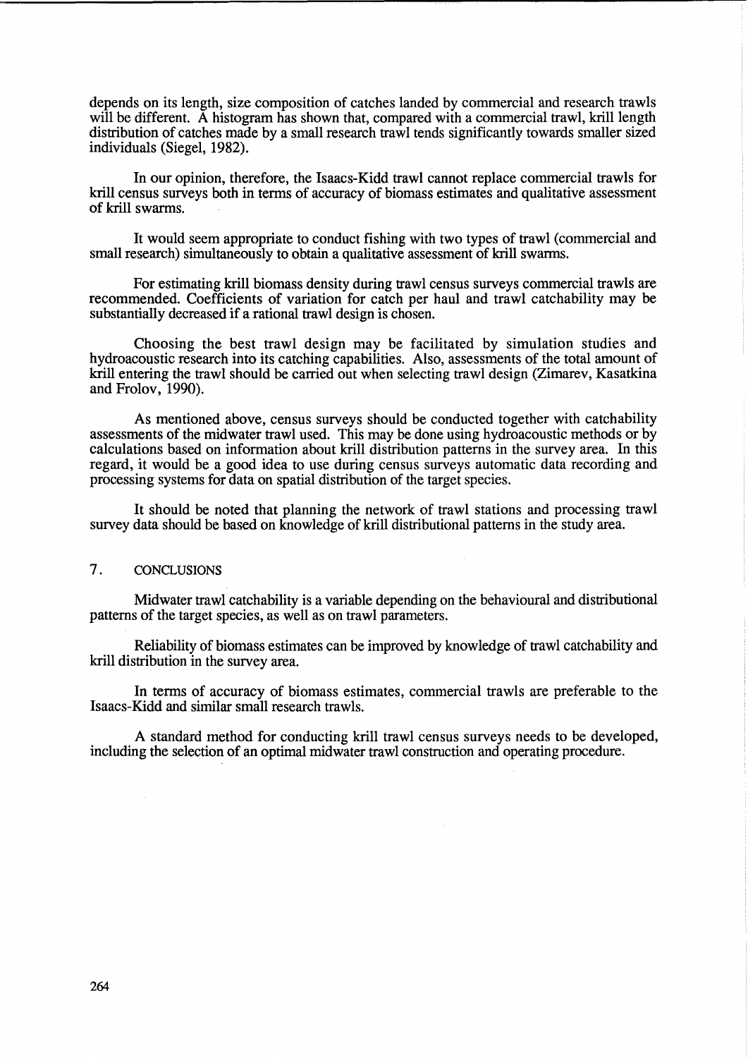depends on its length, size composition of catches landed by commercial and research trawls will be different. A histogram has shown that, compared with a commercial trawl, krill length distribution of catches made by a small research trawl tends significantly towards smaller sized individuals (Siegel, 1982).

In our opinion, therefore, the Isaacs-Kidd trawl cannot replace commercial trawls for krill census surveys both in terms of accuracy of biomass estimates and qualitative assessment of krill swarms.

It would seem appropriate to conduct fishing with two types of trawl (commercial and small research) simultaneously to obtain a qualitative assessment of krill swarms.

For estimating krill biomass density during trawl census surveys commercial trawls are recommended. Coefficients of variation for catch per haul and trawl catchability may be substantially decreased if a rational trawl design is chosen.

Choosing the best trawl design may be facilitated by simulation studies and hydroacoustic research into its catching capabilities. Also, assessments of the total amount of krill entering the trawl should be carried out when selecting trawl design (Zimarev, Kasatkina and Frolov, 1990).

As mentioned above, census surveys should be conducted together with catchability assessments of the midwater trawl used. This may be done using hydroacoustic methods or by calculations based on information about krill distribution patterns in the survey area. In this regard, it would be a good idea to use during census surveys automatic data recording and processing systems for data on spatial distribution of the target species.

It should be noted that planning the network of trawl stations and processing trawl survey data should be based on knowledge of krill distributional patterns in the study area.

## 7. CONCLUSIONS

Midwater trawl catchability is a variable depending on the behavioural and distributional patterns of the target species, as well as on trawl parameters.

Reliability of biomass estimates can be improved by knowledge of trawl catchability and krill distribution in the survey area.

In terms of accuracy of biomass estimates, commercial trawls are preferable to the Isaacs-Kidd and similar small research trawls.

A standard method for conducting krill trawl census surveys needs to be developed, including the selection of an optimal midwater trawl construction and operating procedure.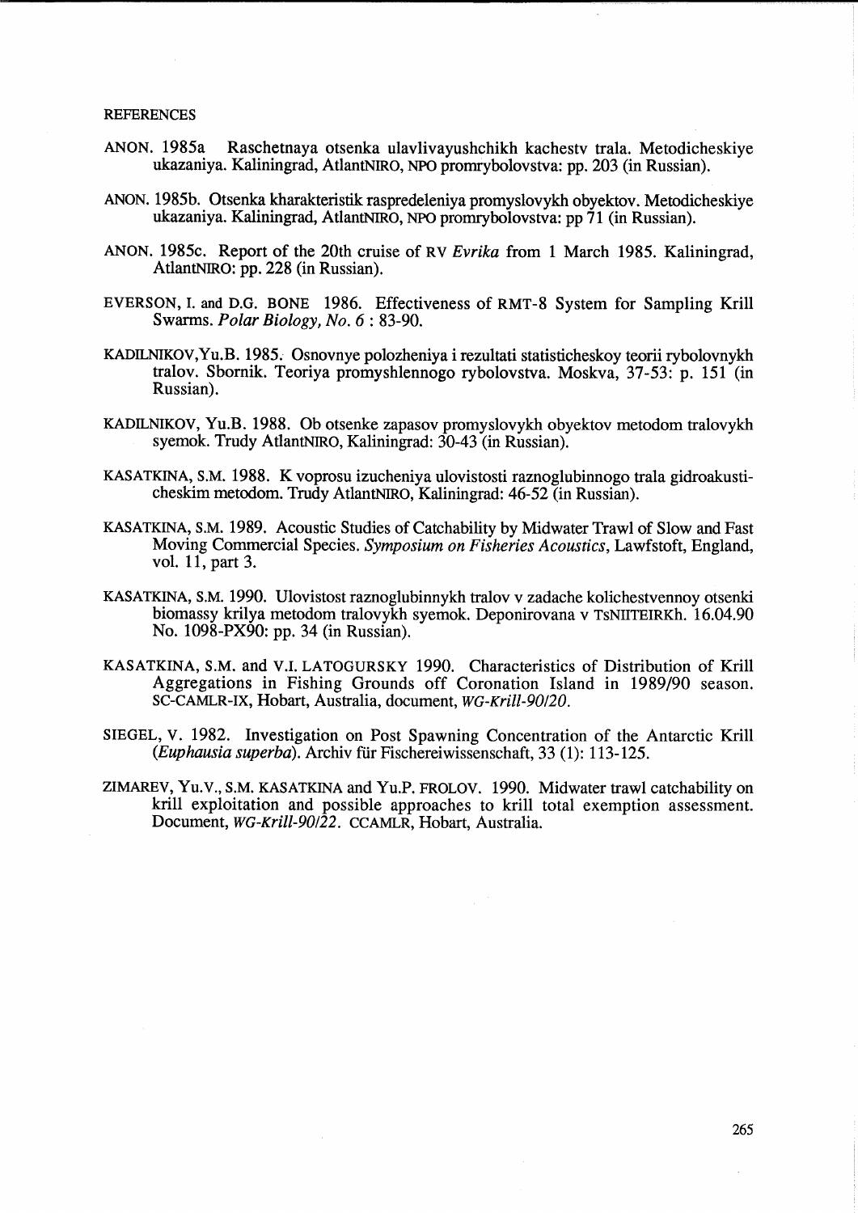REFERENCES

ANON. 1985a Raschetnaya otsenka ulavlivayushchikh kachestv trala. Metodicheskiye ukazaniya. Kaliningrad, AtlantNIRO, NPO promrybolovstva: pp. 203 (in Russian).

ANON. 1985b. Otsenka kharakteristik raspredeleniya promyslovykh obyektov. Metodicheskiye ukazaniya. Kaliningrad, AtlantNIRO, NPO promrybolovstva: pp 71 (in Russian).

ANON. 1985c. Report of the 20th cruise of RV *Evrika* from 1 March 1985. Kaliningrad, AtlantNIRO: pp. 228 (in Russian).

EVERSON, I. and D.G. BONE 1986. Effectiveness of RMT-8 System for Sampling Krill Swarms. *Polar Biology, No. 6* : 83-90.

KADILNIKOV, Yu.B. 1985. Osnovnye polozheniya i rezultati statisticheskoy teorii rybolovnykh tralov. Sbornik. Teoriya promyshlennogo rybolovstva. Moskva, 37-53: p. 151 (in Russian).

KADILNIKOV, Yu.B. 1988. Ob otsenke zapasov promyslovykh obyektov metodom tralovykh syemok. Trudy AtlantNIRO, Kaliningrad: 30-43 (in Russian).

KASATKINA, S.M. 1988. K voprosu izucheniya ulovistosti raznoglubinnogo trala gidroakusticheskim metodom. Trudy AtlantNIRO, Kaliningrad: 46-52 (in Russian).

KASATKINA, S.M. 1989. Acoustic Studies of Catchability by Midwater Trawl of Slow and Fast Moving Commercial Species. *Symposium on Fisheries Acoustics*, Lawfstoft, England, vol. 11, part 3.

KASATKINA, S.M. 1990. Ulovistost raznoglubinnykh tralov v zadache kolichestvennoy otsenki biomassy krilya metodom tralovykh syemok. Deponirovana v TsNIITEIRKh. 16.04.90 No. 1098-PX90: pp. 34 (in Russian).

KASATKINA, S.M. and V.I. LATOGURSKY 1990. Characteristics of Distribution of Krill Aggregations in Fishing Grounds off Coronation Island in 1989/90 season. SC-CAMLR-IX, Hobart, Australia, document, *WG-Krill-90/20*.

SIEGEL, V. 1982. Investigation on Post Spawning Concentration of the Antarctic Krill (*Euphausia superba*). Archiv für Fischereiwissenschaft, 33 (1): 113-125.

ZIMAREV, Yu.V., S.M. KASATKINA and Yu.P. FROLOV. 1990. Midwater trawl catchability on krill exploitation and possible approaches to krill total exemption assessment. Document, *WG-Krill-90/22*. CCAMLR, Hobart, Australia.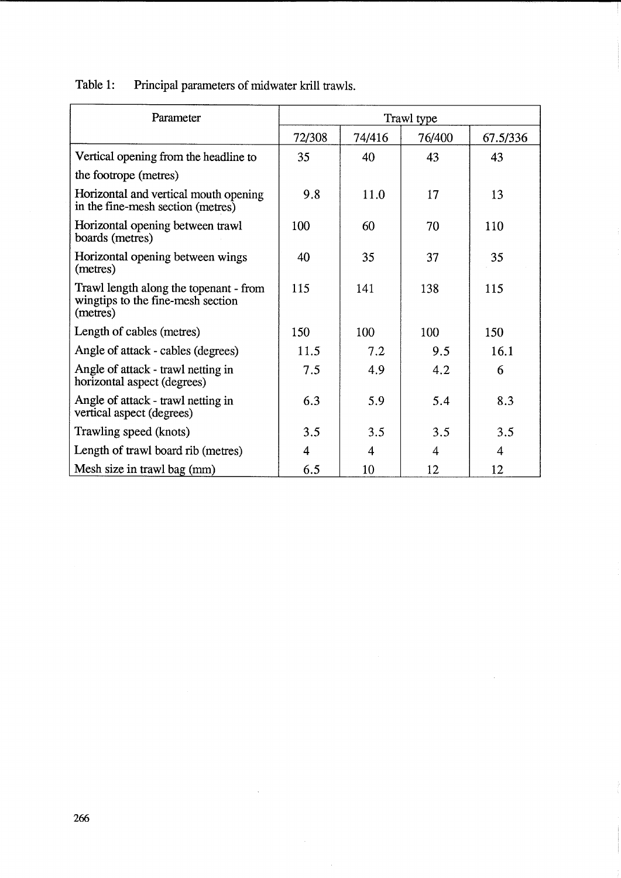Table 1: Principal parameters of midwater krill trawls.

| Parameter | Trawl type | | | |
|---|---|---|---|---|
| | 72/308 | 74/416 | 76/400 | 67.5/336 |
| Vertical opening from the headline to the footrope (metres) | 35 | 40 | 43 | 43 |
| Horizontal and vertical mouth opening in the fine-mesh section (metres) | 9.8 | 11.0 | 17 | 13 |
| Horizontal opening between trawl boards (metres) | 100 | 60 | 70 | 110 |
| Horizontal opening between wings (metres) | 40 | 35 | 37 | 35 |
| Trawl length along the topenant - from wingtips to the fine-mesh section (metres) | 115 | 141 | 138 | 115 |
| Length of cables (metres) | 150 | 100 | 100 | 150 |
| Angle of attack - cables (degrees) | 11.5 | 7.2 | 9.5 | 16.1 |
| Angle of attack - trawl netting in horizontal aspect (degrees) | 7.5 | 4.9 | 4.2 | 6 |
| Angle of attack - trawl netting in vertical aspect (degrees) | 6.3 | 5.9 | 5.4 | 8.3 |
| Trawling speed (knots) | 3.5 | 3.5 | 3.5 | 3.5 |
| Length of trawl board rib (metres) | 4 | 4 | 4 | 4 |
| Mesh size in trawl bag (mm) | 6.5 | 10 | 12 | 12 |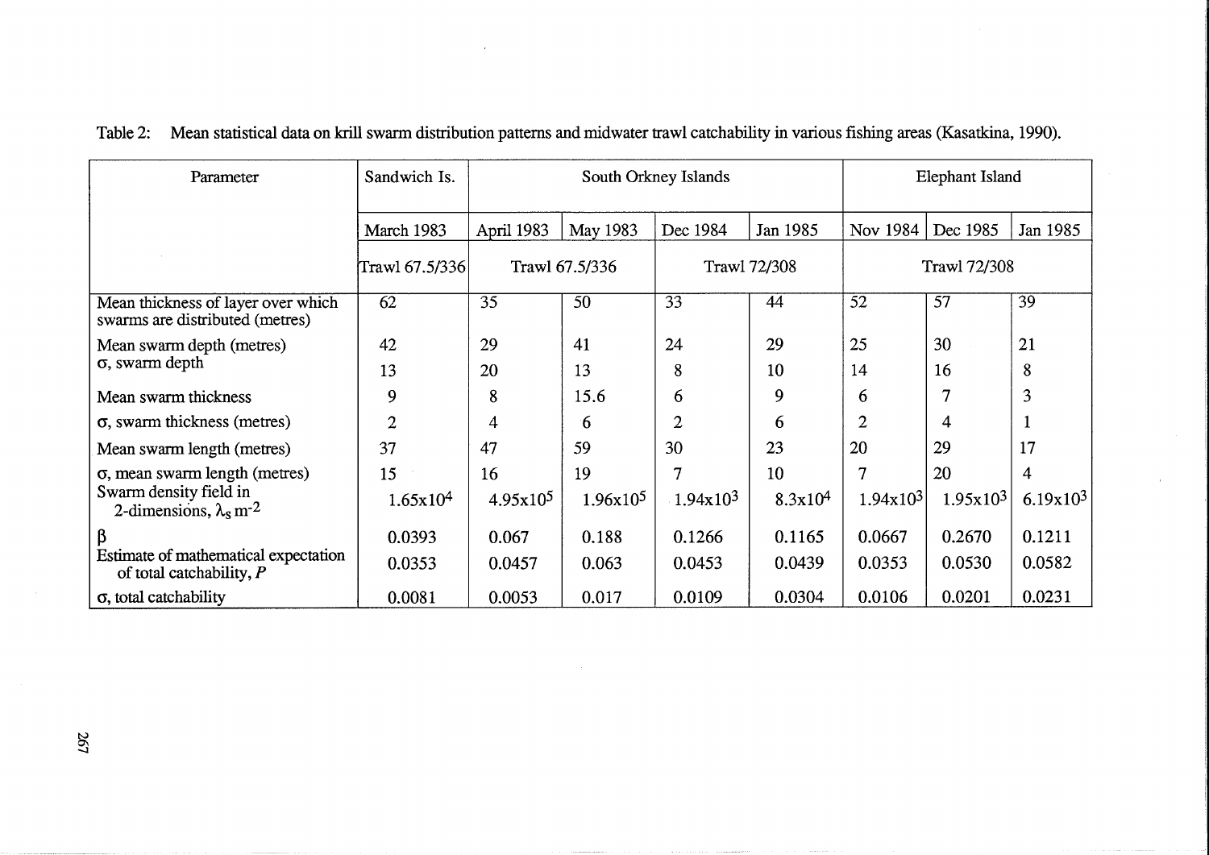Table 2: Mean statistical data on krill swarm distribution patterns and midwater trawl catchability in various fishing areas (Kasatkina, 1990).

| Parameter | Sandwich Is. | South Orkney Islands | | | | Elephant Island | | |
|---|---|---|---|---|---|---|---|---|
| | March 1983 | April 1983 | May 1983 | Dec 1984 | Jan 1985 | Nov 1984 | Dec 1985 | Jan 1985 |
| | Trawl 67.5/336 | Trawl 67.5/336 | | Trawl 72/308 | | Trawl 72/308 | | |
| Mean thickness of layer over which swarms are distributed (metres) | 62 | 35 | 50 | 33 | 44 | 52 | 57 | 39 |
| Mean swarm depth (metres) | 42 | 29 | 41 | 24 | 29 | 25 | 30 | 21 |
| σ, swarm depth | 13 | 20 | 13 | 8 | 10 | 14 | 16 | 8 |
| Mean swarm thickness | 9 | 8 | 15.6 | 6 | 9 | 6 | 7 | 3 |
| σ, swarm thickness (metres) | 2 | 4 | 6 | 2 | 6 | 2 | 4 | 1 |
| Mean swarm length (metres) | 37 | 47 | 59 | 30 | 23 | 20 | 29 | 17 |
| σ, mean swarm length (metres) | 15 | 16 | 19 | 7 | 10 | 7 | 20 | 4 |
| Swarm density field in 2-dimensions, $\lambda_s$ $m^{-2}$ | $1.65 \times 10^4$ | $4.95 \times 10^5$ | $1.96 \times 10^5$ | $1.94 \times 10^3$ | $8.3 \times 10^4$ | $1.94 \times 10^3$ | $1.95 \times 10^3$ | $6.19 \times 10^3$ |
| β | 0.0393 | 0.067 | 0.188 | 0.1266 | 0.1165 | 0.0667 | 0.2670 | 0.1211 |
| Estimate of mathematical expectation of total catchability, *P* | 0.0353 | 0.0457 | 0.063 | 0.0453 | 0.0439 | 0.0353 | 0.0530 | 0.0582 |
| σ, total catchability | 0.0081 | 0.0053 | 0.017 | 0.0109 | 0.0304 | 0.0106 | 0.0201 | 0.0231 |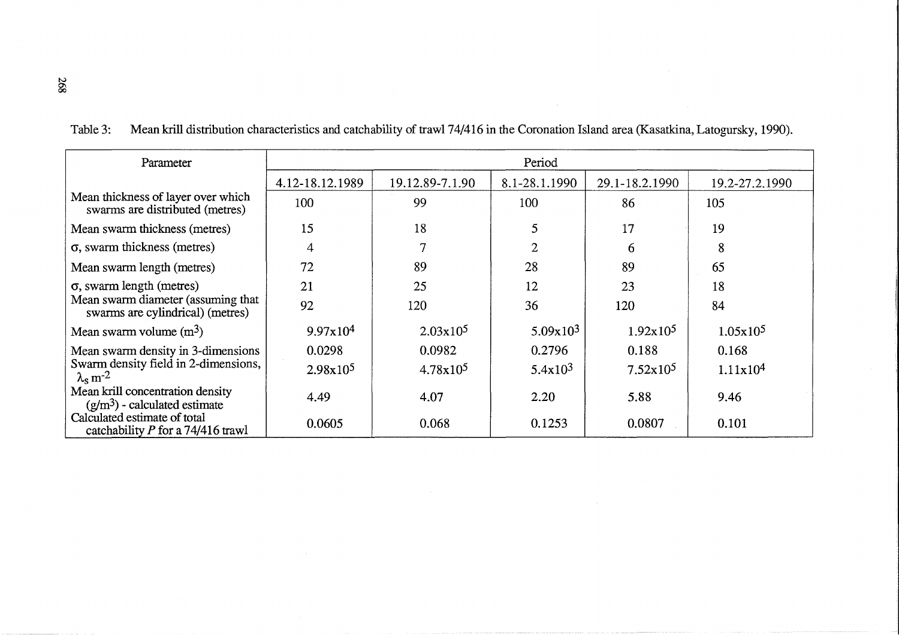Table 3: Mean krill distribution characteristics and catchability of trawl 74/416 in the Coronation Island area (Kasatkina, Latogursky, 1990).

| Parameter | Period | | | | |
|---|---|---|---|---|---|
| | 4.12-18.12.1989 | 19.12.89-7.1.90 | 8.1-28.1.1990 | 29.1-18.2.1990 | 19.2-27.2.1990 |
| Mean thickness of layer over which swarms are distributed (metres) | 100 | 99 | 100 | 86 | 105 |
| Mean swarm thickness (metres) | 15 | 18 | 5 | 17 | 19 |
| $\sigma$, swarm thickness (metres) | 4 | 7 | 2 | 6 | 8 |
| Mean swarm length (metres) | 72 | 89 | 28 | 89 | 65 |
| $\sigma$, swarm length (metres) | 21 | 25 | 12 | 23 | 18 |
| Mean swarm diameter (assuming that swarms are cylindrical) (metres) | 92 | 120 | 36 | 120 | 84 |
| Mean swarm volume ($m^3$) | $9.97 \times 10^4$ | $2.03 \times 10^5$ | $5.09 \times 10^3$ | $1.92 \times 10^5$ | $1.05 \times 10^5$ |
| Mean swarm density in 3-dimensions | 0.0298 | 0.0982 | 0.2796 | 0.188 | 0.168 |
| Swarm density field in 2-dimensions, $\lambda_s$ $m^{-2}$ | $2.98 \times 10^5$ | $4.78 \times 10^5$ | $5.4 \times 10^3$ | $7.52 \times 10^5$ | $1.11 \times 10^4$ |
| Mean krill concentration density ($g/m^3$) - calculated estimate | 4.49 | 4.07 | 2.20 | 5.88 | 9.46 |
| Calculated estimate of total catchability $P$ for a 74/416 trawl | 0.0605 | 0.068 | 0.1253 | 0.0807 | 0.101 |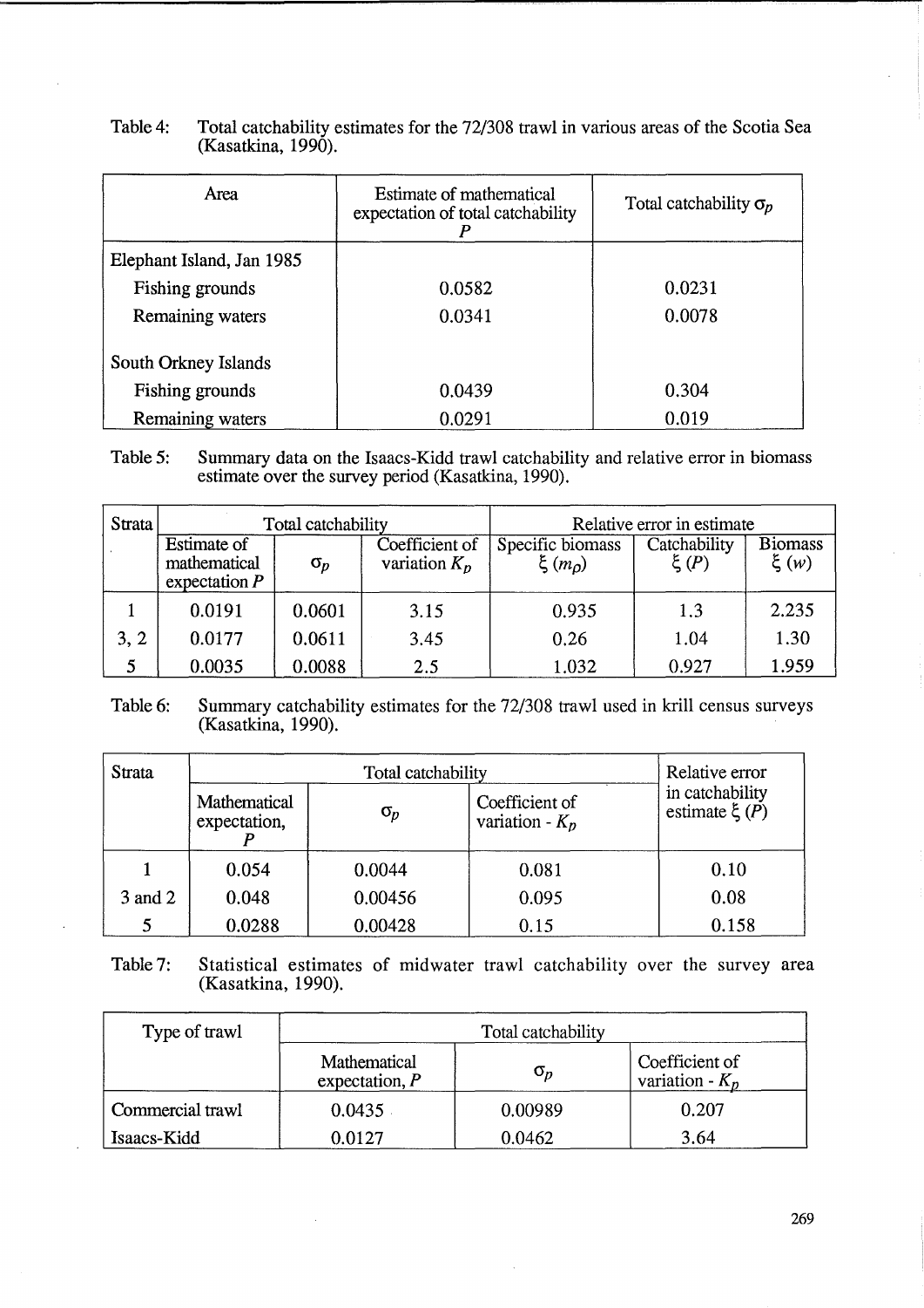Table 4: Total catchability estimates for the 72/308 trawl in various areas of the Scotia Sea (Kasatkina, 1990).

| Area | Estimate of mathematical expectation of total catchability $P$ | Total catchability $\sigma_p$ |
|---|---|---|
| Elephant Island, Jan 1985 | | |
| Fishing grounds | 0.0582 | 0.0231 |
| Remaining waters | 0.0341 | 0.0078 |
| South Orkney Islands | | |
| Fishing grounds | 0.0439 | 0.304 |
| Remaining waters | 0.0291 | 0.019 |

Table 5: Summary data on the Isaacs-Kidd trawl catchability and relative error in biomass estimate over the survey period (Kasatkina, 1990).

| Strata | Total catchability | | | Relative error in estimate | | |
|---|---|---|---|---|---|---|
| | Estimate of mathematical expectation $P$ | $\sigma_p$ | Coefficient of variation $K_p$ | Specific biomass $\xi\ (m_\rho)$ | Catchability $\xi\ (P)$ | Biomass $\xi\ (w)$ |
| 1 | 0.0191 | 0.0601 | 3.15 | 0.935 | 1.3 | 2.235 |
| 3, 2 | 0.0177 | 0.0611 | 3.45 | 0.26 | 1.04 | 1.30 |
| 5 | 0.0035 | 0.0088 | 2.5 | 1.032 | 0.927 | 1.959 |

Table 6: Summary catchability estimates for the 72/308 trawl used in krill census surveys (Kasatkina, 1990).

| Strata | Total catchability | | | Relative error in catchability estimate $\xi\ (P)$ |
|---|---|---|---|---|
| | Mathematical expectation, $P$ | $\sigma_p$ | Coefficient of variation - $K_p$ | |
| 1 | 0.054 | 0.0044 | 0.081 | 0.10 |
| 3 and 2 | 0.048 | 0.00456 | 0.095 | 0.08 |
| 5 | 0.0288 | 0.00428 | 0.15 | 0.158 |

Table 7: Statistical estimates of midwater trawl catchability over the survey area (Kasatkina, 1990).

| Type of trawl | Total catchability | | |
|---|---|---|---|
| | Mathematical expectation, $P$ | $\sigma_p$ | Coefficient of variation - $K_p$ |
| Commercial trawl | 0.0435 | 0.00989 | 0.207 |
| Isaacs-Kidd | 0.0127 | 0.0462 | 3.64 |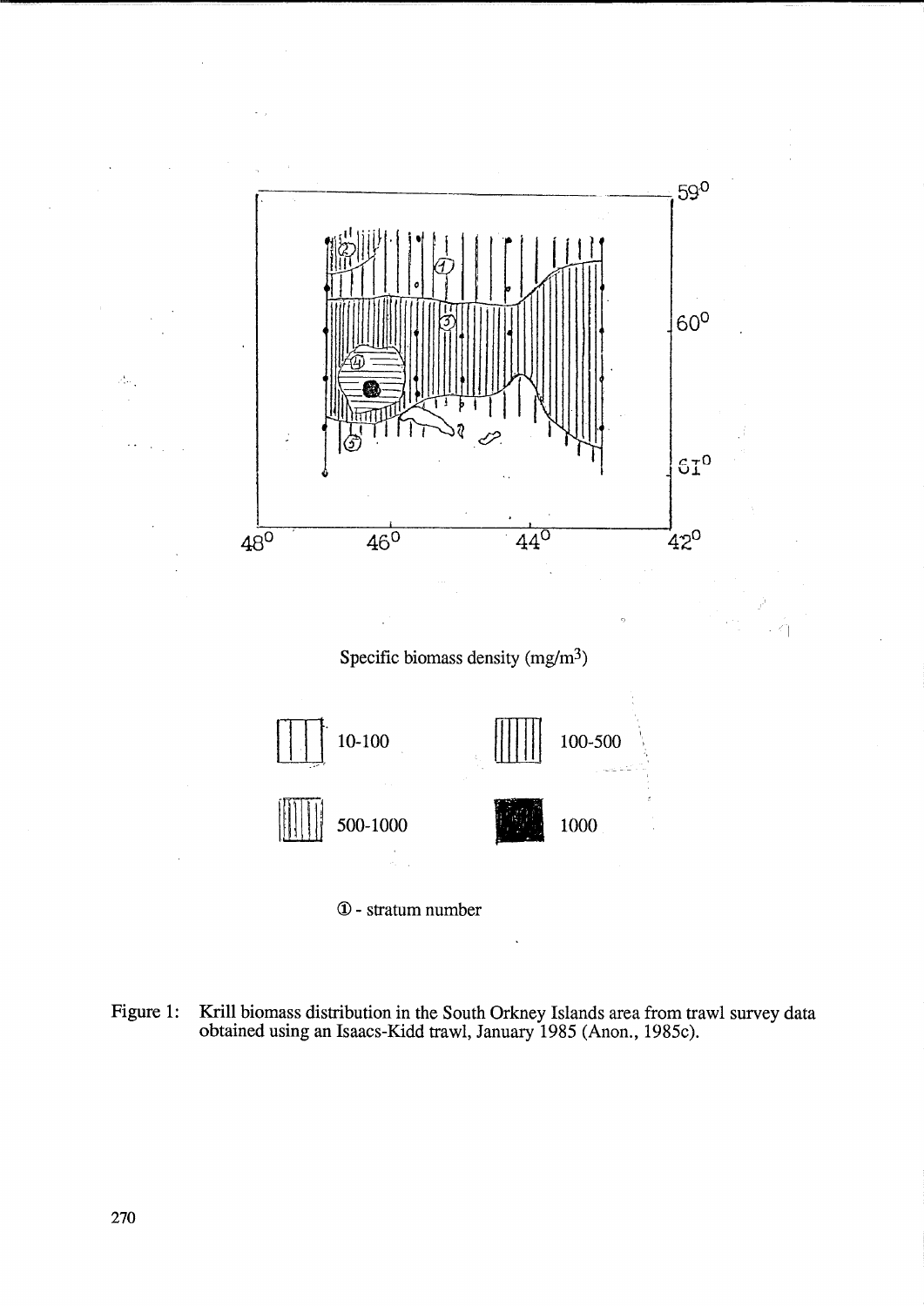Specific biomass density (mg/m³)

10-100

100-500

500-1000

1000

① - stratum number

Figure 1: Krill biomass distribution in the South Orkney Islands area from trawl survey data obtained using an Isaacs-Kidd trawl, January 1985 (Anon., 1985c).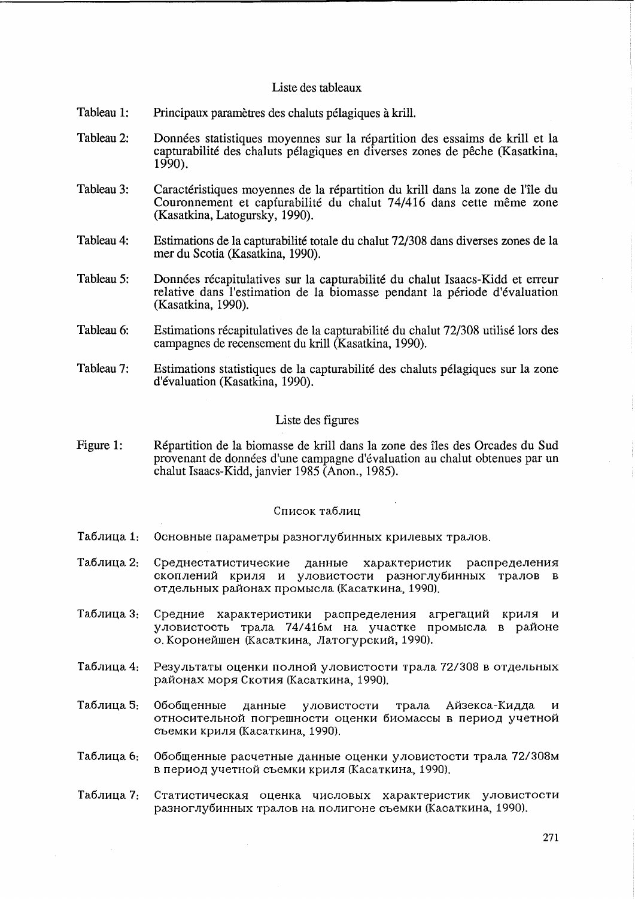## Liste des tableaux

Tableau 1: Principaux paramètres des chaluts pélagiques à krill.

Tableau 2: Données statistiques moyennes sur la répartition des essaims de krill et la capturabilité des chaluts pélagiques en diverses zones de pêche (Kasatkina, 1990).

Tableau 3: Caractéristiques moyennes de la répartition du krill dans la zone de l'île du Couronnement et capturabilité du chalut 74/416 dans cette même zone (Kasatkina, Latogursky, 1990).

Tableau 4: Estimations de la capturabilité totale du chalut 72/308 dans diverses zones de la mer du Scotia (Kasatkina, 1990).

Tableau 5: Données récapitulatives sur la capturabilité du chalut Isaacs-Kidd et erreur relative dans l'estimation de la biomasse pendant la période d'évaluation (Kasatkina, 1990).

Tableau 6: Estimations récapitulatives de la capturabilité du chalut 72/308 utilisé lors des campagnes de recensement du krill (Kasatkina, 1990).

Tableau 7: Estimations statistiques de la capturabilité des chaluts pélagiques sur la zone d'évaluation (Kasatkina, 1990).

## Liste des figures

Figure 1: Répartition de la biomasse de krill dans la zone des îles des Orcades du Sud provenant de données d'une campagne d'évaluation au chalut obtenues par un chalut Isaacs-Kidd, janvier 1985 (Anon., 1985).

## Список таблиц

Таблица 1: Основные параметры разноглубинных крилевых тралов.

Таблица 2: Среднестатистические данные характеристик распределения скоплений криля и уловистости разноглубинных тралов в отдельных районах промысла (Касаткина, 1990).

Таблица 3: Средние характеристики распределения агрегаций криля и уловистость трала 74/416м на участке промысла в районе о. Коронейшен (Касаткина, Латогурский, 1990).

Таблица 4: Результаты оценки полной уловистости трала 72/308 в отдельных районах моря Скотия (Касаткина, 1990).

Таблица 5: Обобщенные данные уловистости трала Айзекса-Кидда и относительной погрешности оценки биомассы в период учетной съемки криля (Касаткина, 1990).

Таблица 6: Обобщенные расчетные данные оценки уловистости трала 72/308м в период учетной съемки криля (Касаткина, 1990).

Таблица 7: Статистическая оценка числовых характеристик уловистости разноглубинных тралов на полигоне съемки (Касаткина, 1990).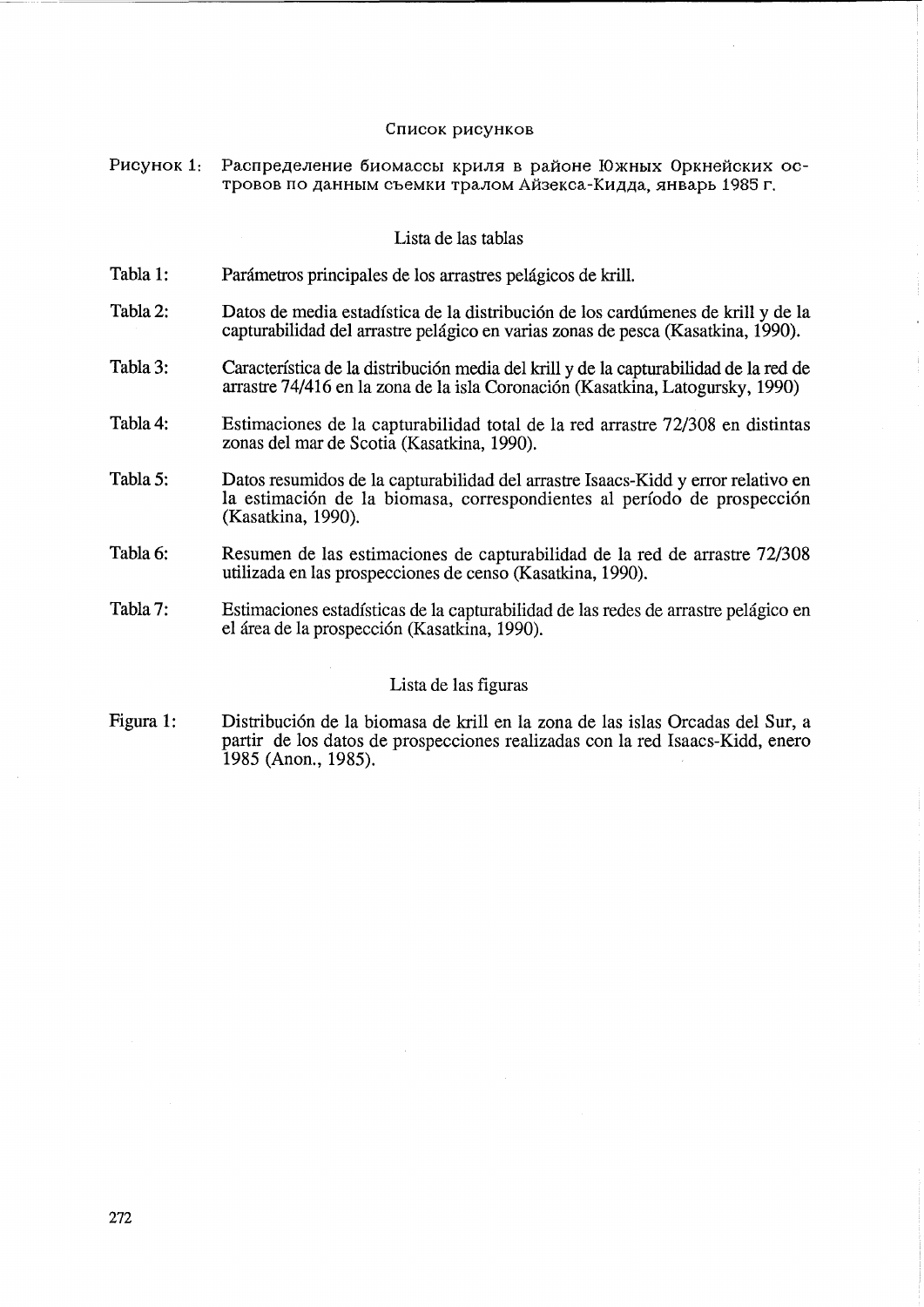## Список рисунков

Рисунок 1: Распределение биомассы криля в районе Южных Оркнейских островов по данным съемки тралом Айзекса-Кидда, январь 1985 г.

## Lista de las tablas

Tabla 1: Parámetros principales de los arrastres pelágicos de krill.

Tabla 2: Datos de media estadística de la distribución de los cardúmenes de krill y de la capturabilidad del arrastre pelágico en varias zonas de pesca (Kasatkina, 1990).

Tabla 3: Característica de la distribución media del krill y de la capturabilidad de la red de arrastre 74/416 en la zona de la isla Coronación (Kasatkina, Latogursky, 1990)

Tabla 4: Estimaciones de la capturabilidad total de la red arrastre 72/308 en distintas zonas del mar de Scotia (Kasatkina, 1990).

Tabla 5: Datos resumidos de la capturabilidad del arrastre Isaacs-Kidd y error relativo en la estimación de la biomasa, correspondientes al período de prospección (Kasatkina, 1990).

Tabla 6: Resumen de las estimaciones de capturabilidad de la red de arrastre 72/308 utilizada en las prospecciones de censo (Kasatkina, 1990).

Tabla 7: Estimaciones estadísticas de la capturabilidad de las redes de arrastre pelágico en el área de la prospección (Kasatkina, 1990).

## Lista de las figuras

Figura 1: Distribución de la biomasa de krill en la zona de las islas Orcadas del Sur, a partir de los datos de prospecciones realizadas con la red Isaacs-Kidd, enero 1985 (Anon., 1985).